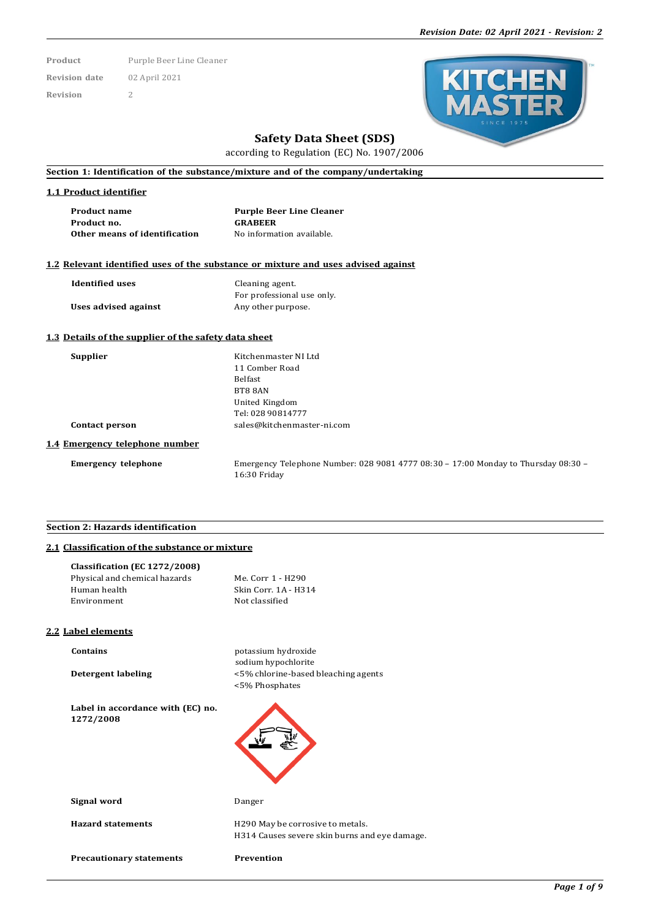| | |
|---|---|
| **Product** | Purple Beer Line Cleaner |
| **Revision date** | 02 April 2021 |
| **Revision** | 2 |

# Safety Data Sheet (SDS)

according to Regulation (EC) No. 1907/2006

## Section 1: Identification of the substance/mixture and of the company/undertaking

### 1.1 Product identifier

| | |
|---|---|
| **Product name** | **Purple Beer Line Cleaner** |
| **Product no.** | **GRABEER** |
| **Other means of identification** | No information available. |

### 1.2 Relevant identified uses of the substance or mixture and uses advised against

| | |
|---|---|
| **Identified uses** | Cleaning agent. For professional use only. |
| **Uses advised against** | Any other purpose. |

### 1.3 Details of the supplier of the safety data sheet

| | |
|---|---|
| **Supplier** | Kitchenmaster NI Ltd<br>11 Comber Road<br>Belfast<br>BT8 8AN<br>United Kingdom<br>Tel: 028 90814777 |
| **Contact person** | sales@kitchenmaster-ni.com |

### 1.4 Emergency telephone number

| | |
|---|---|
| **Emergency telephone** | Emergency Telephone Number: 028 9081 4777 08:30 – 17:00 Monday to Thursday 08:30 – 16:30 Friday |

## Section 2: Hazards identification

### 2.1 Classification of the substance or mixture

**Classification (EC 1272/2008)**

| | |
|---|---|
| Physical and chemical hazards | Me. Corr 1 - H290 |
| Human health | Skin Corr. 1A - H314 |
| Environment | Not classified |

### 2.2 Label elements

| | |
|---|---|
| **Contains** | potassium hydroxide<br>sodium hypochlorite |
| **Detergent labeling** | <5% chlorine-based bleaching agents<br><5% Phosphates |
| **Label in accordance with (EC) no. 1272/2008** | |
| **Signal word** | Danger |
| **Hazard statements** | H290 May be corrosive to metals.<br>H314 Causes severe skin burns and eye damage. |
| **Precautionary statements** | **Prevention** |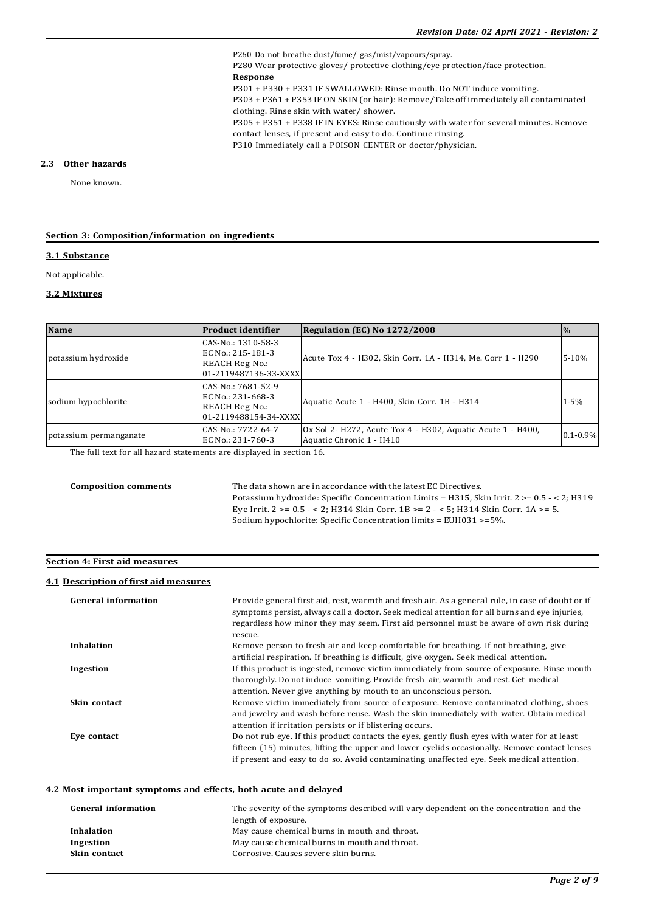P260 Do not breathe dust/fume/ gas/mist/vapours/spray.
P280 Wear protective gloves/ protective clothing/eye protection/face protection.

**Response**

P301 + P330 + P331 IF SWALLOWED: Rinse mouth. Do NOT induce vomiting.
P303 + P361 + P353 IF ON SKIN (or hair): Remove/Take off immediately all contaminated clothing. Rinse skin with water/ shower.
P305 + P351 + P338 IF IN EYES: Rinse cautiously with water for several minutes. Remove contact lenses, if present and easy to do. Continue rinsing.
P310 Immediately call a POISON CENTER or doctor/physician.

### 2.3 Other hazards

None known.

## Section 3: Composition/information on ingredients

### 3.1 Substance

Not applicable.

### 3.2 Mixtures

| Name | Product identifier | Regulation (EC) No 1272/2008 | % |
|---|---|---|---|
| potassium hydroxide | CAS-No.: 1310-58-3<br>EC No.: 215-181-3<br>REACH Reg No.:<br>01-2119487136-33-XXXX | Acute Tox 4 - H302, Skin Corr. 1A - H314, Me. Corr 1 - H290 | 5-10% |
| sodium hypochlorite | CAS-No.: 7681-52-9<br>EC No.: 231-668-3<br>REACH Reg No.:<br>01-2119488154-34-XXXX | Aquatic Acute 1 - H400, Skin Corr. 1B - H314 | 1-5% |
| potassium permanganate | CAS-No.: 7722-64-7<br>EC No.: 231-760-3 | Ox Sol 2- H272, Acute Tox 4 - H302, Aquatic Acute 1 - H400, Aquatic Chronic 1 - H410 | 0.1-0.9% |

The full text for all hazard statements are displayed in section 16.

**Composition comments**

The data shown are in accordance with the latest EC Directives.
Potassium hydroxide: Specific Concentration Limits = H315, Skin Irrit. 2 >= 0.5 - < 2; H319 Eye Irrit. 2 >= 0.5 - < 2; H314 Skin Corr. 1B >= 2 - < 5; H314 Skin Corr. 1A >= 5.
Sodium hypochlorite: Specific Concentration limits = EUH031 >=5%.

## Section 4: First aid measures

### 4.1 Description of first aid measures

**General information**

Provide general first aid, rest, warmth and fresh air. As a general rule, in case of doubt or if symptoms persist, always call a doctor. Seek medical attention for all burns and eye injuries, regardless how minor they may seem. First aid personnel must be aware of own risk during rescue.

**Inhalation**

Remove person to fresh air and keep comfortable for breathing. If not breathing, give artificial respiration. If breathing is difficult, give oxygen. Seek medical attention.

**Ingestion**

If this product is ingested, remove victim immediately from source of exposure. Rinse mouth thoroughly. Do not induce vomiting. Provide fresh air, warmth and rest. Get medical attention. Never give anything by mouth to an unconscious person.

**Skin contact**

Remove victim immediately from source of exposure. Remove contaminated clothing, shoes and jewelry and wash before reuse. Wash the skin immediately with water. Obtain medical attention if irritation persists or if blistering occurs.

**Eye contact**

Do not rub eye. If this product contacts the eyes, gently flush eyes with water for at least fifteen (15) minutes, lifting the upper and lower eyelids occasionally. Remove contact lenses if present and easy to do so. Avoid contaminating unaffected eye. Seek medical attention.

### 4.2 Most important symptoms and effects, both acute and delayed

**General information**

The severity of the symptoms described will vary dependent on the concentration and the length of exposure.

**Inhalation**

May cause chemical burns in mouth and throat.

**Ingestion**

May cause chemical burns in mouth and throat.

**Skin contact**

Corrosive. Causes severe skin burns.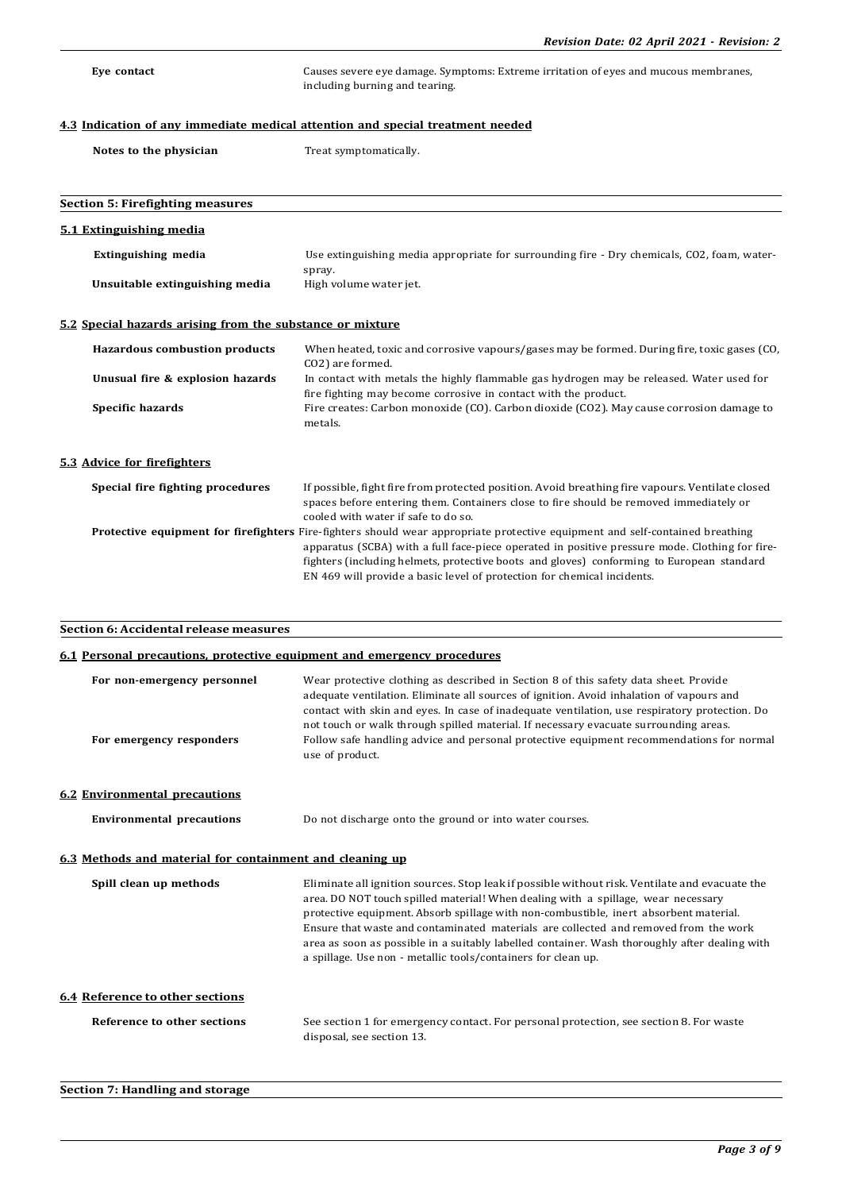| | |
|---|---|
| **Eye contact** | Causes severe eye damage. Symptoms: Extreme irritation of eyes and mucous membranes, including burning and tearing. |

### 4.3 Indication of any immediate medical attention and special treatment needed

| | |
|---|---|
| **Notes to the physician** | Treat symptomatically. |

## Section 5: Firefighting measures

### 5.1 Extinguishing media

| | |
|---|---|
| **Extinguishing media** | Use extinguishing media appropriate for surrounding fire - Dry chemicals, $CO_2$, foam, water-spray. |
| **Unsuitable extinguishing media** | High volume water jet. |

### 5.2 Special hazards arising from the substance or mixture

| | |
|---|---|
| **Hazardous combustion products** | When heated, toxic and corrosive vapours/gases may be formed. During fire, toxic gases (CO, $CO_2$) are formed. |
| **Unusual fire & explosion hazards** | In contact with metals the highly flammable gas hydrogen may be released. Water used for fire fighting may become corrosive in contact with the product. |
| **Specific hazards** | Fire creates: Carbon monoxide (CO). Carbon dioxide ($CO_2$). May cause corrosion damage to metals. |

### 5.3 Advice for firefighters

| | |
|---|---|
| **Special fire fighting procedures** | If possible, fight fire from protected position. Avoid breathing fire vapours. Ventilate closed spaces before entering them. Containers close to fire should be removed immediately or cooled with water if safe to do so. |
| **Protective equipment for firefighters** | Fire-fighters should wear appropriate protective equipment and self-contained breathing apparatus (SCBA) with a full face-piece operated in positive pressure mode. Clothing for fire-fighters (including helmets, protective boots and gloves) conforming to European standard EN 469 will provide a basic level of protection for chemical incidents. |

## Section 6: Accidental release measures

### 6.1 Personal precautions, protective equipment and emergency procedures

| | |
|---|---|
| **For non-emergency personnel** | Wear protective clothing as described in Section 8 of this safety data sheet. Provide adequate ventilation. Eliminate all sources of ignition. Avoid inhalation of vapours and contact with skin and eyes. In case of inadequate ventilation, use respiratory protection. Do not touch or walk through spilled material. If necessary evacuate surrounding areas. |
| **For emergency responders** | Follow safe handling advice and personal protective equipment recommendations for normal use of product. |

### 6.2 Environmental precautions

| | |
|---|---|
| **Environmental precautions** | Do not discharge onto the ground or into water courses. |

### 6.3 Methods and material for containment and cleaning up

| | |
|---|---|
| **Spill clean up methods** | Eliminate all ignition sources. Stop leak if possible without risk. Ventilate and evacuate the area. DO NOT touch spilled material! When dealing with a spillage, wear necessary protective equipment. Absorb spillage with non-combustible, inert absorbent material. Ensure that waste and contaminated materials are collected and removed from the work area as soon as possible in a suitably labelled container. Wash thoroughly after dealing with a spillage. Use non - metallic tools/containers for clean up. |

### 6.4 Reference to other sections

| | |
|---|---|
| **Reference to other sections** | See section 1 for emergency contact. For personal protection, see section 8. For waste disposal, see section 13. |

## Section 7: Handling and storage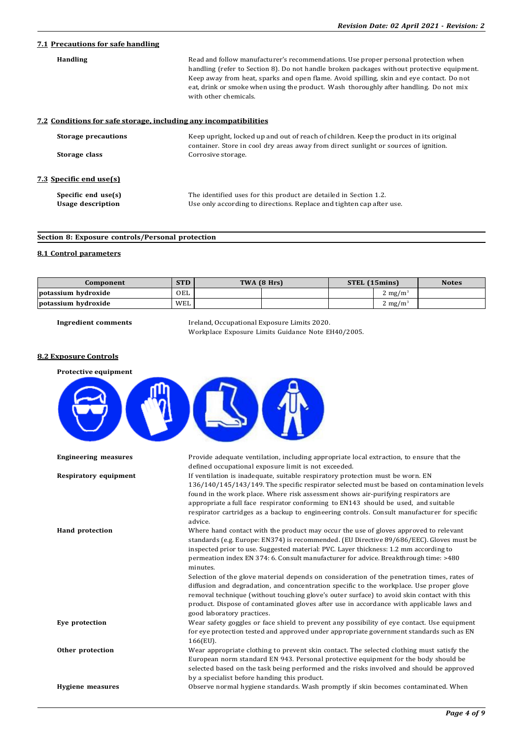## 7.1 Precautions for safe handling

**Handling** Read and follow manufacturer's recommendations. Use proper personal protection when handling (refer to Section 8). Do not handle broken packages without protective equipment. Keep away from heat, sparks and open flame. Avoid spilling, skin and eye contact. Do not eat, drink or smoke when using the product. Wash thoroughly after handling. Do not mix with other chemicals.

## 7.2 Conditions for safe storage, including any incompatibilities

**Storage precautions** Keep upright, locked up and out of reach of children. Keep the product in its original container. Store in cool dry areas away from direct sunlight or sources of ignition.

**Storage class** Corrosive storage.

## 7.3 Specific end use(s)

**Specific end use(s)** The identified uses for this product are detailed in Section 1.2.

**Usage description** Use only according to directions. Replace and tighten cap after use.

# Section 8: Exposure controls/Personal protection

## 8.1 Control parameters

| Component | STD | TWA (8 Hrs) | | STEL (15mins) | | Notes |
|---|---|---|---|---|---|---|
| potassium hydroxide | OEL | | | | 2 $mg/m^3$ | |
| potassium hydroxide | WEL | | | | 2 $mg/m^3$ | |

**Ingredient comments** Ireland, Occupational Exposure Limits 2020. Workplace Exposure Limits Guidance Note EH40/2005.

## 8.2 Exposure Controls

**Protective equipment**

**Engineering measures** Provide adequate ventilation, including appropriate local extraction, to ensure that the defined occupational exposure limit is not exceeded.

**Respiratory equipment** If ventilation is inadequate, suitable respiratory protection must be worn. EN 136/140/145/143/149. The specific respirator selected must be based on contamination levels found in the work place. Where risk assessment shows air-purifying respirators are appropriate a full face respirator conforming to EN143 should be used, and suitable respirator cartridges as a backup to engineering controls. Consult manufacturer for specific advice.

**Hand protection** Where hand contact with the product may occur the use of gloves approved to relevant standards (e.g. Europe: EN374) is recommended. (EU Directive 89/686/EEC). Gloves must be inspected prior to use. Suggested material: PVC. Layer thickness: 1.2 mm according to permeation index EN 374: 6. Consult manufacturer for advice. Breakthrough time: >480 minutes.

Selection of the glove material depends on consideration of the penetration times, rates of diffusion and degradation, and concentration specific to the workplace. Use proper glove removal technique (without touching glove's outer surface) to avoid skin contact with this product. Dispose of contaminated gloves after use in accordance with applicable laws and good laboratory practices.

**Eye protection** Wear safety goggles or face shield to prevent any possibility of eye contact. Use equipment for eye protection tested and approved under appropriate government standards such as EN 166(EU).

**Other protection** Wear appropriate clothing to prevent skin contact. The selected clothing must satisfy the European norm standard EN 943. Personal protective equipment for the body should be selected based on the task being performed and the risks involved and should be approved by a specialist before handling this product.

**Hygiene measures** Observe normal hygiene standards. Wash promptly if skin becomes contaminated. When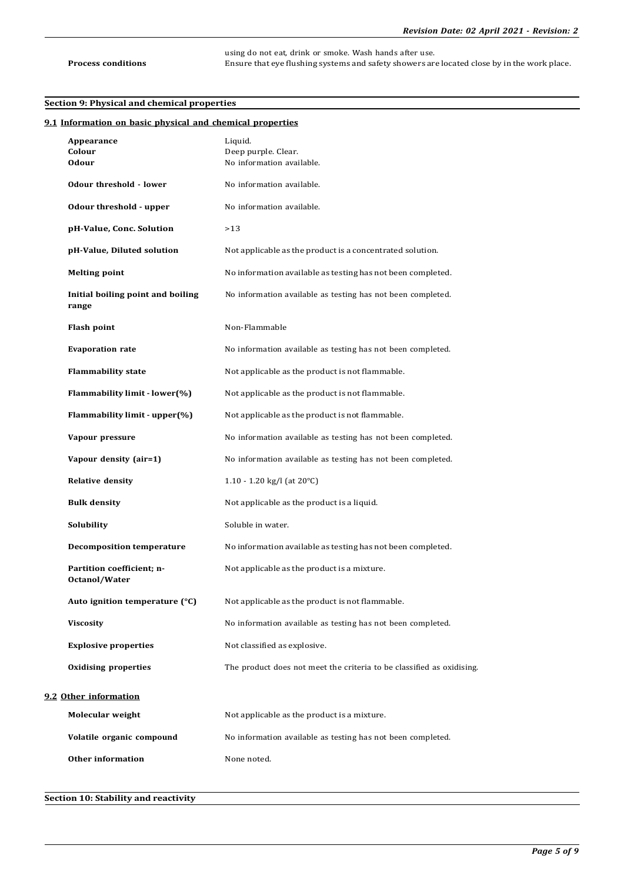| | |
|---|---|
| | using do not eat, drink or smoke. Wash hands after use. |
| **Process conditions** | Ensure that eye flushing systems and safety showers are located close by in the work place. |

## Section 9: Physical and chemical properties

### 9.1 Information on basic physical and chemical properties

| | |
|---|---|
| **Appearance** | Liquid. |
| **Colour** | Deep purple. Clear. |
| **Odour** | No information available. |
| **Odour threshold - lower** | No information available. |
| **Odour threshold - upper** | No information available. |
| **pH-Value, Conc. Solution** | >13 |
| **pH-Value, Diluted solution** | Not applicable as the product is a concentrated solution. |
| **Melting point** | No information available as testing has not been completed. |
| **Initial boiling point and boiling range** | No information available as testing has not been completed. |
| **Flash point** | Non-Flammable |
| **Evaporation rate** | No information available as testing has not been completed. |
| **Flammability state** | Not applicable as the product is not flammable. |
| **Flammability limit - lower(%)** | Not applicable as the product is not flammable. |
| **Flammability limit - upper(%)** | Not applicable as the product is not flammable. |
| **Vapour pressure** | No information available as testing has not been completed. |
| **Vapour density (air=1)** | No information available as testing has not been completed. |
| **Relative density** | 1.10 - 1.20 kg/l (at 20°C) |
| **Bulk density** | Not applicable as the product is a liquid. |
| **Solubility** | Soluble in water. |
| **Decomposition temperature** | No information available as testing has not been completed. |
| **Partition coefficient; n-Octanol/Water** | Not applicable as the product is a mixture. |
| **Auto ignition temperature (°C)** | Not applicable as the product is not flammable. |
| **Viscosity** | No information available as testing has not been completed. |
| **Explosive properties** | Not classified as explosive. |
| **Oxidising properties** | The product does not meet the criteria to be classified as oxidising. |

### 9.2 Other information

| | |
|---|---|
| **Molecular weight** | Not applicable as the product is a mixture. |
| **Volatile organic compound** | No information available as testing has not been completed. |
| **Other information** | None noted. |

## Section 10: Stability and reactivity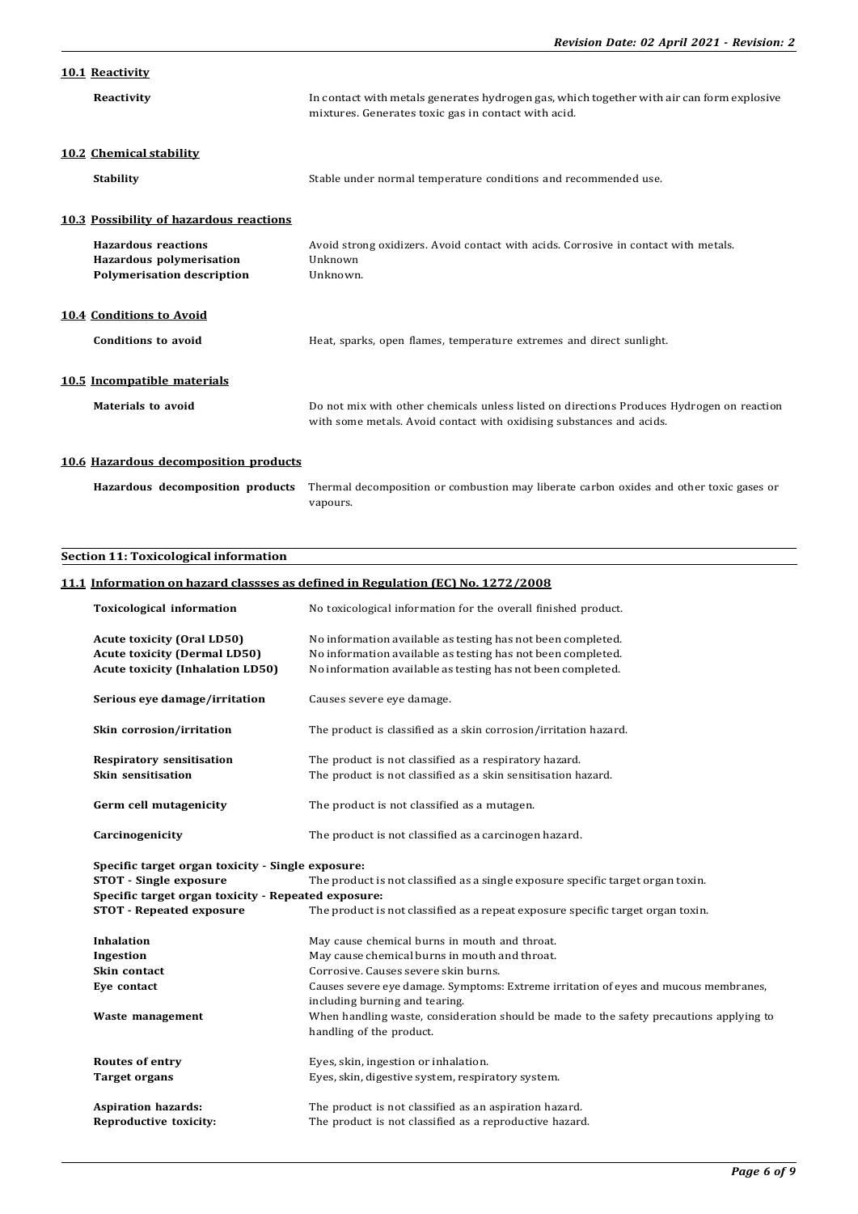### 10.1 Reactivity

| | |
|---|---|
| **Reactivity** | In contact with metals generates hydrogen gas, which together with air can form explosive mixtures. Generates toxic gas in contact with acid. |

### 10.2 Chemical stability

| | |
|---|---|
| **Stability** | Stable under normal temperature conditions and recommended use. |

### 10.3 Possibility of hazardous reactions

| | |
|---|---|
| **Hazardous reactions** | Avoid strong oxidizers. Avoid contact with acids. Corrosive in contact with metals. |
| **Hazardous polymerisation** | Unknown |
| **Polymerisation description** | Unknown. |

### 10.4 Conditions to Avoid

| | |
|---|---|
| **Conditions to avoid** | Heat, sparks, open flames, temperature extremes and direct sunlight. |

### 10.5 Incompatible materials

| | |
|---|---|
| **Materials to avoid** | Do not mix with other chemicals unless listed on directions Produces Hydrogen on reaction with some metals. Avoid contact with oxidising substances and acids. |

### 10.6 Hazardous decomposition products

| | |
|---|---|
| **Hazardous decomposition products** | Thermal decomposition or combustion may liberate carbon oxides and other toxic gases or vapours. |

## Section 11: Toxicological information

### 11.1 Information on hazard classses as defined in Regulation (EC) No. 1272/2008

| | |
|---|---|
| **Toxicological information** | No toxicological information for the overall finished product. |
| **Acute toxicity (Oral LD50)** | No information available as testing has not been completed. |
| **Acute toxicity (Dermal LD50)** | No information available as testing has not been completed. |
| **Acute toxicity (Inhalation LD50)** | No information available as testing has not been completed. |
| **Serious eye damage/irritation** | Causes severe eye damage. |
| **Skin corrosion/irritation** | The product is classified as a skin corrosion/irritation hazard. |
| **Respiratory sensitisation** | The product is not classified as a respiratory hazard. |
| **Skin sensitisation** | The product is not classified as a skin sensitisation hazard. |
| **Germ cell mutagenicity** | The product is not classified as a mutagen. |
| **Carcinogenicity** | The product is not classified as a carcinogen hazard. |

**Specific target organ toxicity - Single exposure:**

| | |
|---|---|
| **STOT - Single exposure** | The product is not classified as a single exposure specific target organ toxin. |

**Specific target organ toxicity - Repeated exposure:**

| | |
|---|---|
| **STOT - Repeated exposure** | The product is not classified as a repeat exposure specific target organ toxin. |
| **Inhalation** | May cause chemical burns in mouth and throat. |
| **Ingestion** | May cause chemical burns in mouth and throat. |
| **Skin contact** | Corrosive. Causes severe skin burns. |
| **Eye contact** | Causes severe eye damage. Symptoms: Extreme irritation of eyes and mucous membranes, including burning and tearing. |
| **Waste management** | When handling waste, consideration should be made to the safety precautions applying to handling of the product. |
| **Routes of entry** | Eyes, skin, ingestion or inhalation. |
| **Target organs** | Eyes, skin, digestive system, respiratory system. |
| **Aspiration hazards:** | The product is not classified as an aspiration hazard. |
| **Reproductive toxicity:** | The product is not classified as a reproductive hazard. |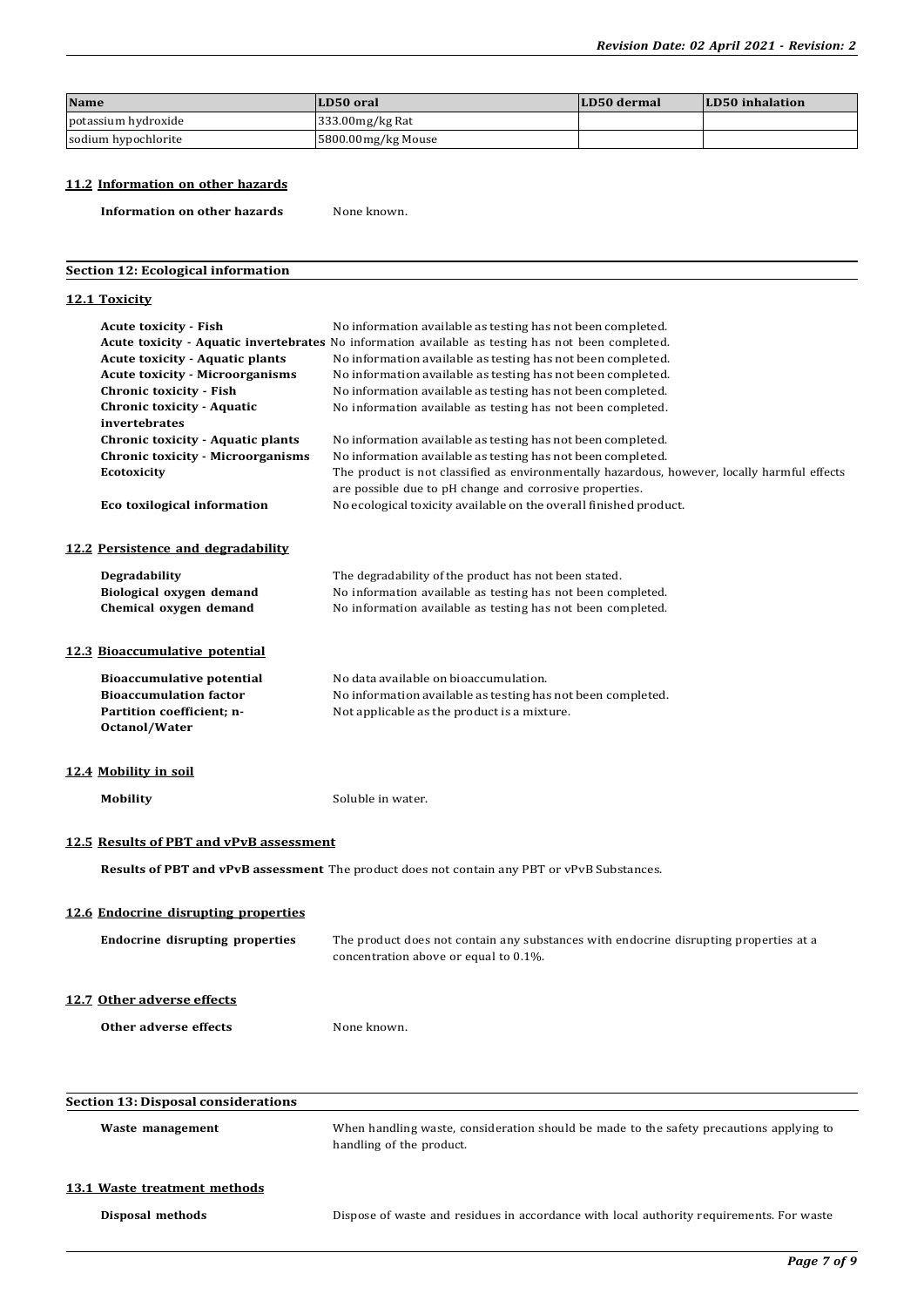| Name | LD50 oral | LD50 dermal | LD50 inhalation |
|---|---|---|---|
| potassium hydroxide | 333.00mg/kg Rat | | |
| sodium hypochlorite | 5800.00mg/kg Mouse | | |

### 11.2 Information on other hazards

**Information on other hazards** None known.

## Section 12: Ecological information

### 12.1 Toxicity

**Acute toxicity - Fish** No information available as testing has not been completed.

**Acute toxicity - Aquatic invertebrates** No information available as testing has not been completed.

**Acute toxicity - Aquatic plants** No information available as testing has not been completed.

**Acute toxicity - Microorganisms** No information available as testing has not been completed.

**Chronic toxicity - Fish** No information available as testing has not been completed.

**Chronic toxicity - Aquatic invertebrates** No information available as testing has not been completed.

**Chronic toxicity - Aquatic plants** No information available as testing has not been completed.

**Chronic toxicity - Microorganisms** No information available as testing has not been completed.

**Ecotoxicity** The product is not classified as environmentally hazardous, however, locally harmful effects are possible due to pH change and corrosive properties.

**Eco toxilogical information** No ecological toxicity available on the overall finished product.

### 12.2 Persistence and degradability

**Degradability** The degradability of the product has not been stated.

**Biological oxygen demand** No information available as testing has not been completed.

**Chemical oxygen demand** No information available as testing has not been completed.

### 12.3 Bioaccumulative potential

**Bioaccumulative potential** No data available on bioaccumulation.

**Bioaccumulation factor** No information available as testing has not been completed.

**Partition coefficient; n-Octanol/Water** Not applicable as the product is a mixture.

### 12.4 Mobility in soil

**Mobility** Soluble in water.

### 12.5 Results of PBT and vPvB assessment

**Results of PBT and vPvB assessment** The product does not contain any PBT or vPvB Substances.

### 12.6 Endocrine disrupting properties

**Endocrine disrupting properties** The product does not contain any substances with endocrine disrupting properties at a concentration above or equal to 0.1%.

### 12.7 Other adverse effects

**Other adverse effects** None known.

## Section 13: Disposal considerations

**Waste management** When handling waste, consideration should be made to the safety precautions applying to handling of the product.

### 13.1 Waste treatment methods

**Disposal methods** Dispose of waste and residues in accordance with local authority requirements. For waste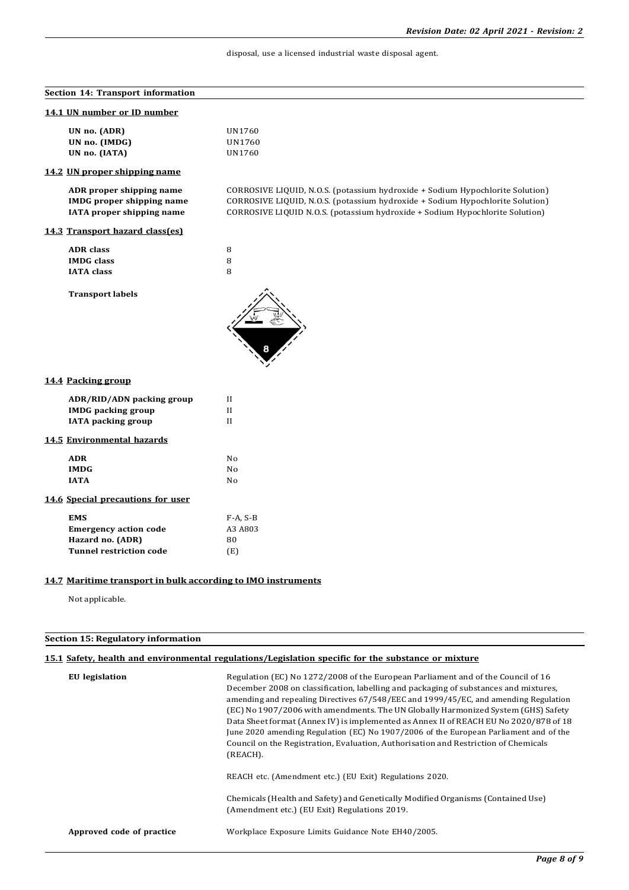disposal, use a licensed industrial waste disposal agent.

## Section 14: Transport information

### 14.1 UN number or ID number

| | |
|---|---|
| **UN no. (ADR)** | UN1760 |
| **UN no. (IMDG)** | UN1760 |
| **UN no. (IATA)** | UN1760 |

### 14.2 UN proper shipping name

| | |
|---|---|
| **ADR proper shipping name** | CORROSIVE LIQUID, N.O.S. (potassium hydroxide + Sodium Hypochlorite Solution) |
| **IMDG proper shipping name** | CORROSIVE LIQUID, N.O.S. (potassium hydroxide + Sodium Hypochlorite Solution) |
| **IATA proper shipping name** | CORROSIVE LIQUID N.O.S. (potassium hydroxide + Sodium Hypochlorite Solution) |

### 14.3 Transport hazard class(es)

| | |
|---|---|
| **ADR class** | 8 |
| **IMDG class** | 8 |
| **IATA class** | 8 |

**Transport labels**

### 14.4 Packing group

| | |
|---|---|
| **ADR/RID/ADN packing group** | II |
| **IMDG packing group** | II |
| **IATA packing group** | II |

### 14.5 Environmental hazards

| | |
|---|---|
| **ADR** | No |
| **IMDG** | No |
| **IATA** | No |

### 14.6 Special precautions for user

| | |
|---|---|
| **EMS** | F-A, S-B |
| **Emergency action code** | A3 A803 |
| **Hazard no. (ADR)** | 80 |
| **Tunnel restriction code** | (E) |

### 14.7 Maritime transport in bulk according to IMO instruments

Not applicable.

## Section 15: Regulatory information

### 15.1 Safety, health and environmental regulations/Legislation specific for the substance or mixture

**EU legislation**

Regulation (EC) No 1272/2008 of the European Parliament and of the Council of 16 December 2008 on classification, labelling and packaging of substances and mixtures, amending and repealing Directives 67/548/EEC and 1999/45/EC, and amending Regulation (EC) No 1907/2006 with amendments. The UN Globally Harmonized System (GHS) Safety Data Sheet format (Annex IV) is implemented as Annex II of REACH EU No 2020/878 of 18 June 2020 amending Regulation (EC) No 1907/2006 of the European Parliament and of the Council on the Registration, Evaluation, Authorisation and Restriction of Chemicals (REACH).

REACH etc. (Amendment etc.) (EU Exit) Regulations 2020.

Chemicals (Health and Safety) and Genetically Modified Organisms (Contained Use) (Amendment etc.) (EU Exit) Regulations 2019.

**Approved code of practice**

Workplace Exposure Limits Guidance Note EH40/2005.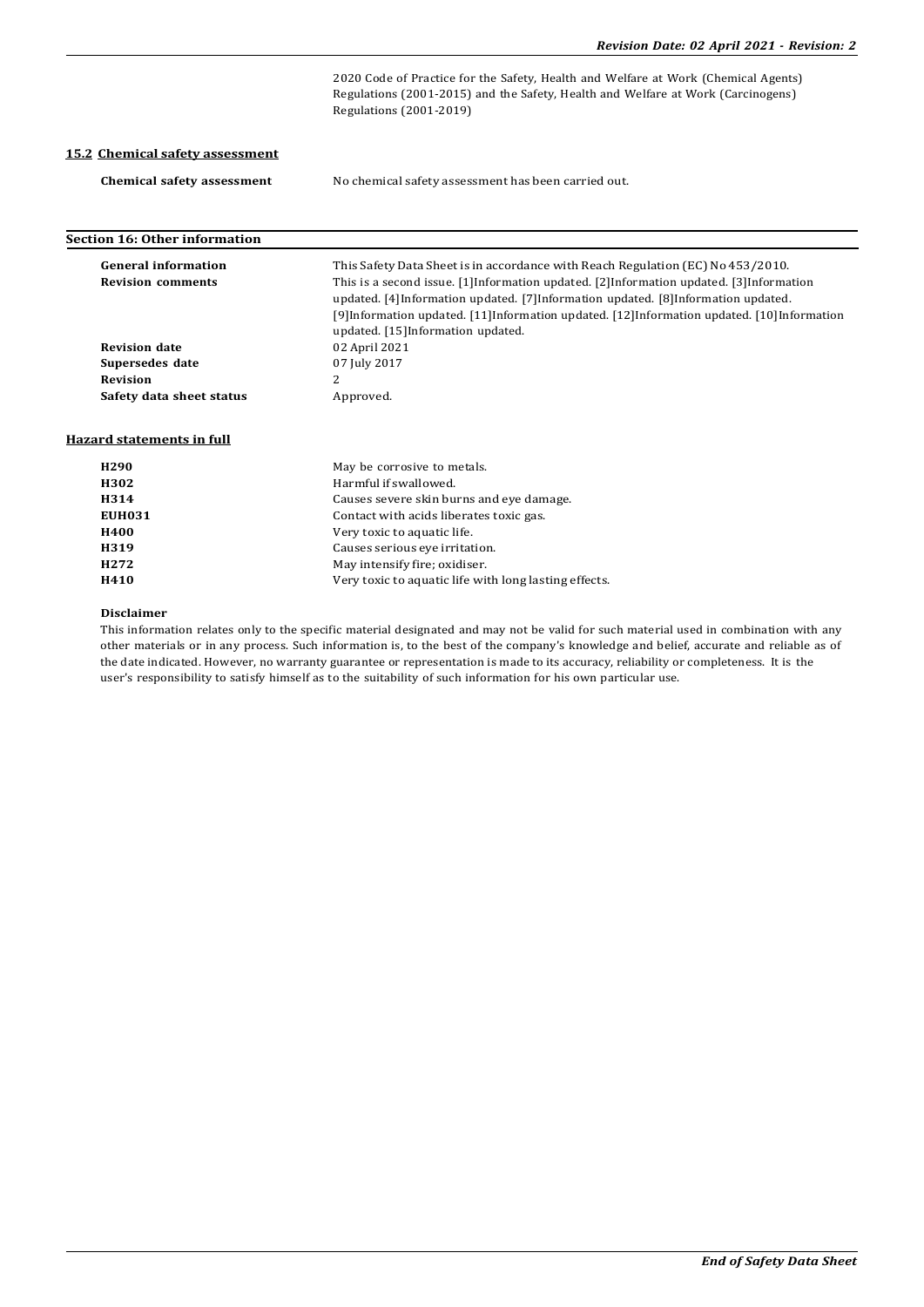2020 Code of Practice for the Safety, Health and Welfare at Work (Chemical Agents) Regulations (2001-2015) and the Safety, Health and Welfare at Work (Carcinogens) Regulations (2001-2019)

### 15.2 Chemical safety assessment

| | |
|---|---|
| **Chemical safety assessment** | No chemical safety assessment has been carried out. |

## Section 16: Other information

| | |
|---|---|
| **General information** | This Safety Data Sheet is in accordance with Reach Regulation (EC) No 453/2010. |
| **Revision comments** | This is a second issue. [1]Information updated. [2]Information updated. [3]Information updated. [4]Information updated. [7]Information updated. [8]Information updated. [9]Information updated. [11]Information updated. [12]Information updated. [10]Information updated. [15]Information updated. |
| **Revision date** | 02 April 2021 |
| **Supersedes date** | 07 July 2017 |
| **Revision** | 2 |
| **Safety data sheet status** | Approved. |

### Hazard statements in full

| | |
|---|---|
| **H290** | May be corrosive to metals. |
| **H302** | Harmful if swallowed. |
| **H314** | Causes severe skin burns and eye damage. |
| **EUH031** | Contact with acids liberates toxic gas. |
| **H400** | Very toxic to aquatic life. |
| **H319** | Causes serious eye irritation. |
| **H272** | May intensify fire; oxidiser. |
| **H410** | Very toxic to aquatic life with long lasting effects. |

**Disclaimer**

This information relates only to the specific material designated and may not be valid for such material used in combination with any other materials or in any process. Such information is, to the best of the company's knowledge and belief, accurate and reliable as of the date indicated. However, no warranty guarantee or representation is made to its accuracy, reliability or completeness. It is the user's responsibility to satisfy himself as to the suitability of such information for his own particular use.

*End of Safety Data Sheet*